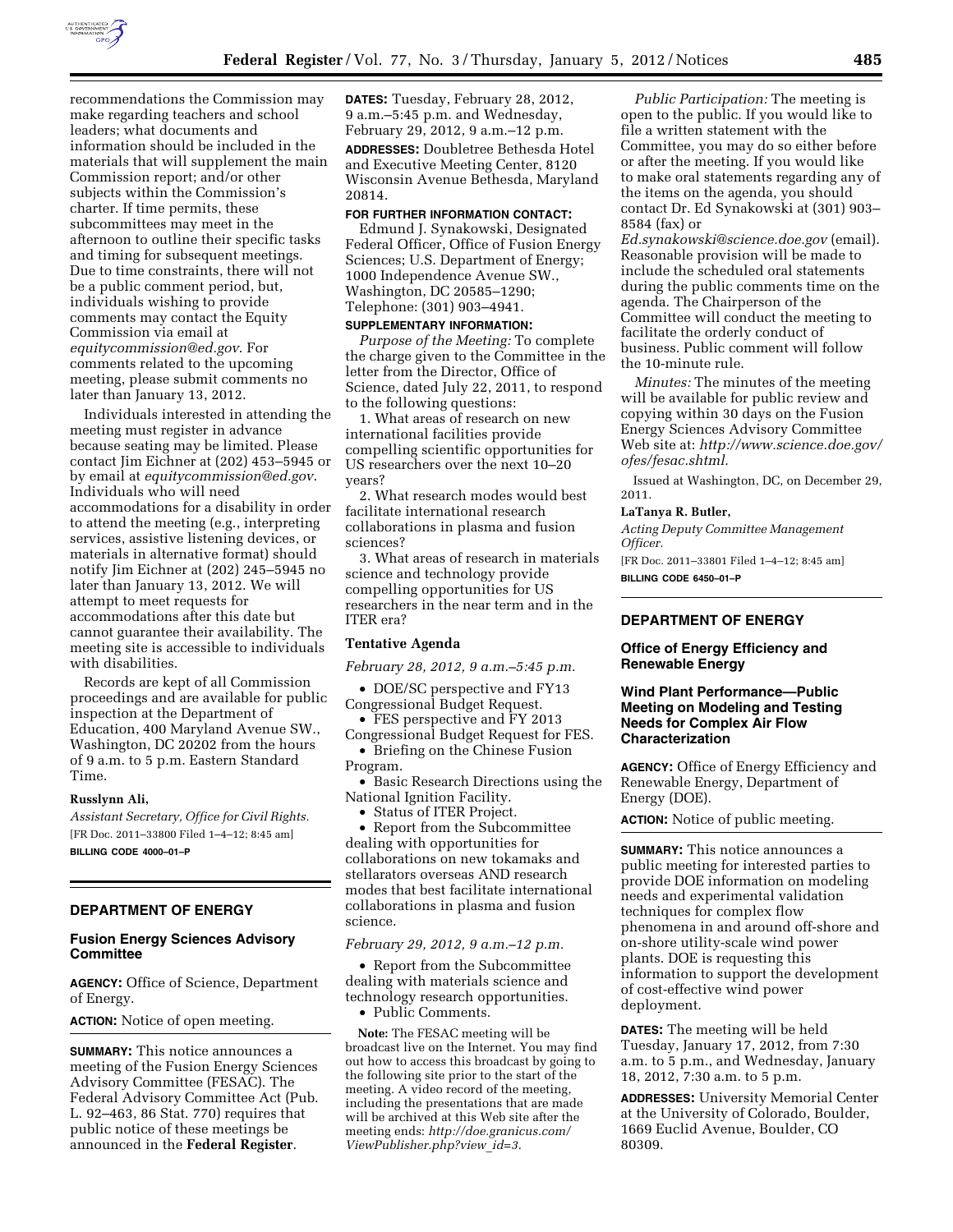recommendations the Commission may make regarding teachers and school leaders; what documents and information should be included in the materials that will supplement the main Commission report; and/or other subjects within the Commission's charter. If time permits, these subcommittees may meet in the afternoon to outline their specific tasks and timing for subsequent meetings. Due to time constraints, there will not be a public comment period, but, individuals wishing to provide comments may contact the Equity Commission via email at *equitycommission@ed.gov*. For comments related to the upcoming meeting, please submit comments no later than January 13, 2012.

Individuals interested in attending the meeting must register in advance because seating may be limited. Please contact Jim Eichner at (202) 453–5945 or by email at *equitycommission@ed.gov*. Individuals who will need accommodations for a disability in order to attend the meeting (e.g., interpreting services, assistive listening devices, or materials in alternative format) should notify Jim Eichner at (202) 245–5945 no later than January 13, 2012. We will attempt to meet requests for accommodations after this date but cannot guarantee their availability. The meeting site is accessible to individuals with disabilities.

Records are kept of all Commission proceedings and are available for public inspection at the Department of Education, 400 Maryland Avenue SW., Washington, DC 20202 from the hours of 9 a.m. to 5 p.m. Eastern Standard Time.

**Russlynn Ali,**

*Assistant Secretary, Office for Civil Rights.*

[FR Doc. 2011–33800 Filed 1–4–12; 8:45 am]

**BILLING CODE 4000–01–P**

## DEPARTMENT OF ENERGY

### Fusion Energy Sciences Advisory Committee

**AGENCY:** Office of Science, Department of Energy.

**ACTION:** Notice of open meeting.

**SUMMARY:** This notice announces a meeting of the Fusion Energy Sciences Advisory Committee (FESAC). The Federal Advisory Committee Act (Pub. L. 92–463, 86 Stat. 770) requires that public notice of these meetings be announced in the **Federal Register**.

**DATES:** Tuesday, February 28, 2012, 9 a.m.–5:45 p.m. and Wednesday, February 29, 2012, 9 a.m.–12 p.m.

**ADDRESSES:** Doubletree Bethesda Hotel and Executive Meeting Center, 8120 Wisconsin Avenue Bethesda, Maryland 20814.

**FOR FURTHER INFORMATION CONTACT:** Edmund J. Synakowski, Designated Federal Officer, Office of Fusion Energy Sciences; U.S. Department of Energy; 1000 Independence Avenue SW., Washington, DC 20585–1290; Telephone: (301) 903–4941.

**SUPPLEMENTARY INFORMATION:**

*Purpose of the Meeting:* To complete the charge given to the Committee in the letter from the Director, Office of Science, dated July 22, 2011, to respond to the following questions:

1. What areas of research on new international facilities provide compelling scientific opportunities for US researchers over the next 10–20 years?

2. What research modes would best facilitate international research collaborations in plasma and fusion sciences?

3. What areas of research in materials science and technology provide compelling opportunities for US researchers in the near term and in the ITER era?

#### Tentative Agenda

*February 28, 2012, 9 a.m.–5:45 p.m.*

- DOE/SC perspective and FY13 Congressional Budget Request.
- FES perspective and FY 2013 Congressional Budget Request for FES.
- Briefing on the Chinese Fusion Program.
- Basic Research Directions using the National Ignition Facility.
- Status of ITER Project.
- Report from the Subcommittee dealing with opportunities for collaborations on new tokamaks and stellarators overseas AND research modes that best facilitate international collaborations in plasma and fusion science.

*February 29, 2012, 9 a.m.–12 p.m.*

- Report from the Subcommittee dealing with materials science and technology research opportunities.
- Public Comments.

**Note:** The FESAC meeting will be broadcast live on the Internet. You may find out how to access this broadcast by going to the following site prior to the start of the meeting. A video record of the meeting, including the presentations that are made will be archived at this Web site after the meeting ends: *http://doe.granicus.com/ViewPublisher.php?view_id=3*.

*Public Participation:* The meeting is open to the public. If you would like to file a written statement with the Committee, you may do so either before or after the meeting. If you would like to make oral statements regarding any of the items on the agenda, you should contact Dr. Ed Synakowski at (301) 903–8584 (fax) or *Ed.synakowski@science.doe.gov* (email). Reasonable provision will be made to include the scheduled oral statements during the public comments time on the agenda. The Chairperson of the Committee will conduct the meeting to facilitate the orderly conduct of business. Public comment will follow the 10-minute rule.

*Minutes:* The minutes of the meeting will be available for public review and copying within 30 days on the Fusion Energy Sciences Advisory Committee Web site at: *http://www.science.doe.gov/ofes/fesac.shtml*.

Issued at Washington, DC, on December 29, 2011.

**LaTanya R. Butler,**

*Acting Deputy Committee Management Officer.*

[FR Doc. 2011–33801 Filed 1–4–12; 8:45 am]

**BILLING CODE 6450–01–P**

## DEPARTMENT OF ENERGY

### Office of Energy Efficiency and Renewable Energy

### Wind Plant Performance—Public Meeting on Modeling and Testing Needs for Complex Air Flow Characterization

**AGENCY:** Office of Energy Efficiency and Renewable Energy, Department of Energy (DOE).

**ACTION:** Notice of public meeting.

**SUMMARY:** This notice announces a public meeting for interested parties to provide DOE information on modeling needs and experimental validation techniques for complex flow phenomena in and around off-shore and on-shore utility-scale wind power plants. DOE is requesting this information to support the development of cost-effective wind power deployment.

**DATES:** The meeting will be held Tuesday, January 17, 2012, from 7:30 a.m. to 5 p.m., and Wednesday, January 18, 2012, 7:30 a.m. to 5 p.m.

**ADDRESSES:** University Memorial Center at the University of Colorado, Boulder, 1669 Euclid Avenue, Boulder, CO 80309.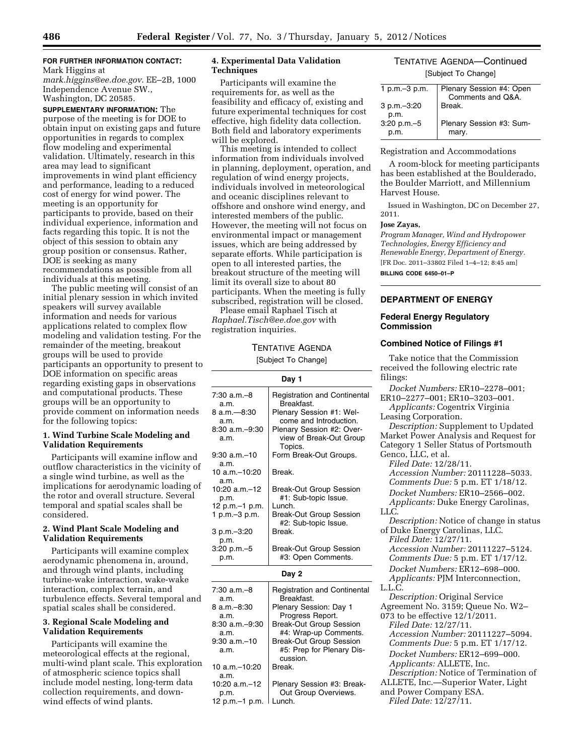**FOR FURTHER INFORMATION CONTACT:** Mark Higgins at *mark.higgins@ee.doe.gov*. EE–2B, 1000 Independence Avenue SW., Washington, DC 20585.

**SUPPLEMENTARY INFORMATION:** The purpose of the meeting is for DOE to obtain input on existing gaps and future opportunities in regards to complex flow modeling and experimental validation. Ultimately, research in this area may lead to significant improvements in wind plant efficiency and performance, leading to a reduced cost of energy for wind power. The meeting is an opportunity for participants to provide, based on their individual experience, information and facts regarding this topic. It is not the object of this session to obtain any group position or consensus. Rather, DOE is seeking as many recommendations as possible from all individuals at this meeting.

The public meeting will consist of an initial plenary session in which invited speakers will survey available information and needs for various applications related to complex flow modeling and validation testing. For the remainder of the meeting, breakout groups will be used to provide participants an opportunity to present to DOE information on specific areas regarding existing gaps in observations and computational products. These groups will be an opportunity to provide comment on information needs for the following topics:

**1. Wind Turbine Scale Modeling and Validation Requirements**

Participants will examine inflow and outflow characteristics in the vicinity of a single wind turbine, as well as the implications for aerodynamic loading of the rotor and overall structure. Several temporal and spatial scales shall be considered.

**2. Wind Plant Scale Modeling and Validation Requirements**

Participants will examine complex aerodynamic phenomena in, around, and through wind plants, including turbine-wake interaction, wake-wake interaction, complex terrain, and turbulence effects. Several temporal and spatial scales shall be considered.

**3. Regional Scale Modeling and Validation Requirements**

Participants will examine the meteorological effects at the regional, multi-wind plant scale. This exploration of atmospheric science topics shall include model nesting, long-term data collection requirements, and down-wind effects of wind plants.

**4. Experimental Data Validation Techniques**

Participants will examine the requirements for, as well as the feasibility and efficacy of, existing and future experimental techniques for cost effective, high fidelity data collection. Both field and laboratory experiments will be explored.

This meeting is intended to collect information from individuals involved in planning, deployment, operation, and regulation of wind energy projects, individuals involved in meteorological and oceanic disciplines relevant to offshore and onshore wind energy, and interested members of the public. However, the meeting will not focus on environmental impact or management issues, which are being addressed by separate efforts. While participation is open to all interested parties, the breakout structure of the meeting will limit its overall size to about 80 participants. When the meeting is fully subscribed, registration will be closed.

Please email Raphael Tisch at *Raphael.Tisch@ee.doe.gov* with registration inquiries.

TENTATIVE AGENDA

[Subject To Change]

| | |
|---|---|
| **Day 1** | |
| 7:30 a.m.–8 a.m. | Registration and Continental Breakfast. |
| 8 a.m.—8:30 a.m. | Plenary Session #1: Welcome and Introduction. |
| 8:30 a.m.–9:30 a.m. | Plenary Session #2: Overview of Break-Out Group Topics. |
| 9:30 a.m.–10 a.m. | Form Break-Out Groups. |
| 10 a.m.–10:20 a.m. | Break. |
| 10:20 a.m.–12 p.m. | Break-Out Group Session #1: Sub-topic Issue. |
| 12 p.m.–1 p.m. | Lunch. |
| 1 p.m.–3 p.m. | Break-Out Group Session #2: Sub-topic Issue. |
| 3 p.m.–3:20 p.m. | Break. |
| 3:20 p.m.–5 p.m. | Break-Out Group Session #3: Open Comments. |
| **Day 2** | |
| 7:30 a.m.–8 a.m. | Registration and Continental Breakfast. |
| 8 a.m.–8:30 a.m. | Plenary Session: Day 1 Progress Report. |
| 8:30 a.m.–9:30 a.m. | Break-Out Group Session #4: Wrap-up Comments. |
| 9:30 a.m.–10 a.m. | Break-Out Group Session #5: Prep for Plenary Discussion. |
| 10 a.m.–10:20 a.m. | Break. |
| 10:20 a.m.–12 p.m. | Plenary Session #3: Break-Out Group Overviews. |
| 12 p.m.–1 p.m. | Lunch. |
| 1 p.m.–3 p.m. | Plenary Session #4: Open Comments and Q&A. |
| 3 p.m.–3:20 p.m. | Break. |
| 3:20 p.m.–5 p.m. | Plenary Session #3: Summary. |

Registration and Accommodations

A room-block for meeting participants has been established at the Boulderado, the Boulder Marriott, and Millennium Harvest House.

Issued in Washington, DC on December 27, 2011.

**Jose Zayas,**

*Program Manager, Wind and Hydropower Technologies, Energy Efficiency and Renewable Energy, Department of Energy.*

[FR Doc. 2011–33802 Filed 1–4–12; 8:45 am]

**BILLING CODE 6450–01–P**

## DEPARTMENT OF ENERGY

### Federal Energy Regulatory Commission

### Combined Notice of Filings #1

Take notice that the Commission received the following electric rate filings:

*Docket Numbers:* ER10–2278–001; ER10–2277–001; ER10–3203–001.

*Applicants:* Cogentrix Virginia Leasing Corporation.

*Description:* Supplement to Updated Market Power Analysis and Request for Category 1 Seller Status of Portsmouth Genco, LLC, et al.

*Filed Date:* 12/28/11.

*Accession Number:* 20111228–5033.

*Comments Due:* 5 p.m. ET 1/18/12.

*Docket Numbers:* ER10–2566–002.

*Applicants:* Duke Energy Carolinas, LLC.

*Description:* Notice of change in status of Duke Energy Carolinas, LLC.

*Filed Date:* 12/27/11.

*Accession Number:* 20111227–5124.

*Comments Due:* 5 p.m. ET 1/17/12.

*Docket Numbers:* ER12–698–000.

*Applicants:* PJM Interconnection, L.L.C.

*Description:* Original Service Agreement No. 3159; Queue No. W2–073 to be effective 12/1/2011.

*Filed Date:* 12/27/11.

*Accession Number:* 20111227–5094.

*Comments Due:* 5 p.m. ET 1/17/12.

*Docket Numbers:* ER12–699–000.

*Applicants:* ALLETE, Inc.

*Description:* Notice of Termination of ALLETE, Inc.—Superior Water, Light and Power Company ESA.

*Filed Date:* 12/27/11.